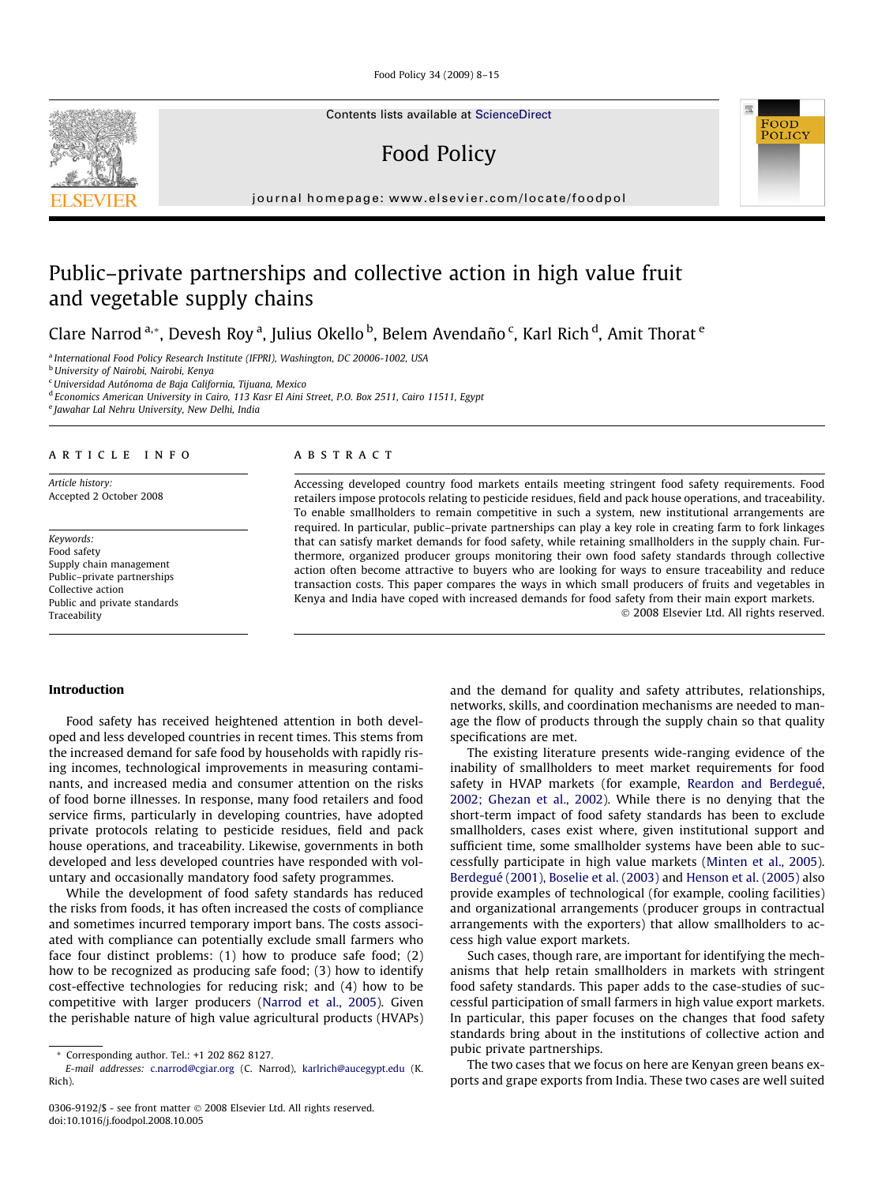# Public–private partnerships and collective action in high value fruit and vegetable supply chains

Clare Narrod [a,*], Devesh Roy [a], Julius Okello [b], Belem Avendaño [c], Karl Rich [d], Amit Thorat [e]

[a] International Food Policy Research Institute (IFPRI), Washington, DC 20006-1002, USA
[b] University of Nairobi, Nairobi, Kenya
[c] Universidad Autónoma de Baja California, Tijuana, Mexico
[d] Economics American University in Cairo, 113 Kasr El Aini Street, P.O. Box 2511, Cairo 11511, Egypt
[e] Jawahar Lal Nehru University, New Delhi, India

**ARTICLE INFO**

*Article history:*
Accepted 2 October 2008

*Keywords:*
Food safety
Supply chain management
Public–private partnerships
Collective action
Public and private standards
Traceability

**ABSTRACT**

Accessing developed country food markets entails meeting stringent food safety requirements. Food retailers impose protocols relating to pesticide residues, field and pack house operations, and traceability. To enable smallholders to remain competitive in such a system, new institutional arrangements are required. In particular, public–private partnerships can play a key role in creating farm to fork linkages that can satisfy market demands for food safety, while retaining smallholders in the supply chain. Furthermore, organized producer groups monitoring their own food safety standards through collective action often become attractive to buyers who are looking for ways to ensure traceability and reduce transaction costs. This paper compares the ways in which small producers of fruits and vegetables in Kenya and India have coped with increased demands for food safety from their main export markets.

© 2008 Elsevier Ltd. All rights reserved.

## Introduction

Food safety has received heightened attention in both developed and less developed countries in recent times. This stems from the increased demand for safe food by households with rapidly rising incomes, technological improvements in measuring contaminants, and increased media and consumer attention on the risks of food borne illnesses. In response, many food retailers and food service firms, particularly in developing countries, have adopted private protocols relating to pesticide residues, field and pack house operations, and traceability. Likewise, governments in both developed and less developed countries have responded with voluntary and occasionally mandatory food safety programmes.

While the development of food safety standards has reduced the risks from foods, it has often increased the costs of compliance and sometimes incurred temporary import bans. The costs associated with compliance can potentially exclude small farmers who face four distinct problems: (1) how to produce safe food; (2) how to be recognized as producing safe food; (3) how to identify cost-effective technologies for reducing risk; and (4) how to be competitive with larger producers (Narrod et al., 2005). Given the perishable nature of high value agricultural products (HVAPs) and the demand for quality and safety attributes, relationships, networks, skills, and coordination mechanisms are needed to manage the flow of products through the supply chain so that quality specifications are met.

The existing literature presents wide-ranging evidence of the inability of smallholders to meet market requirements for food safety in HVAP markets (for example, Reardon and Berdegué, 2002; Ghezan et al., 2002). While there is no denying that the short-term impact of food safety standards has been to exclude smallholders, cases exist where, given institutional support and sufficient time, some smallholder systems have been able to successfully participate in high value markets (Minten et al., 2005). Berdegué (2001), Boselie et al. (2003) and Henson et al. (2005) also provide examples of technological (for example, cooling facilities) and organizational arrangements (producer groups in contractual arrangements with the exporters) that allow smallholders to access high value export markets.

Such cases, though rare, are important for identifying the mechanisms that help retain smallholders in markets with stringent food safety standards. This paper adds to the case-studies of successful participation of small farmers in high value export markets. In particular, this paper focuses on the changes that food safety standards bring about in the institutions of collective action and pubic private partnerships.

The two cases that we focus on here are Kenyan green beans exports and grape exports from India. These two cases are well suited

* Corresponding author. Tel.: +1 202 862 8127.
*E-mail addresses:* c.narrod@cgiar.org (C. Narrod), karlrich@aucegypt.edu (K. Rich).

0306-9192/$ - see front matter © 2008 Elsevier Ltd. All rights reserved.
doi:10.1016/j.foodpol.2008.10.005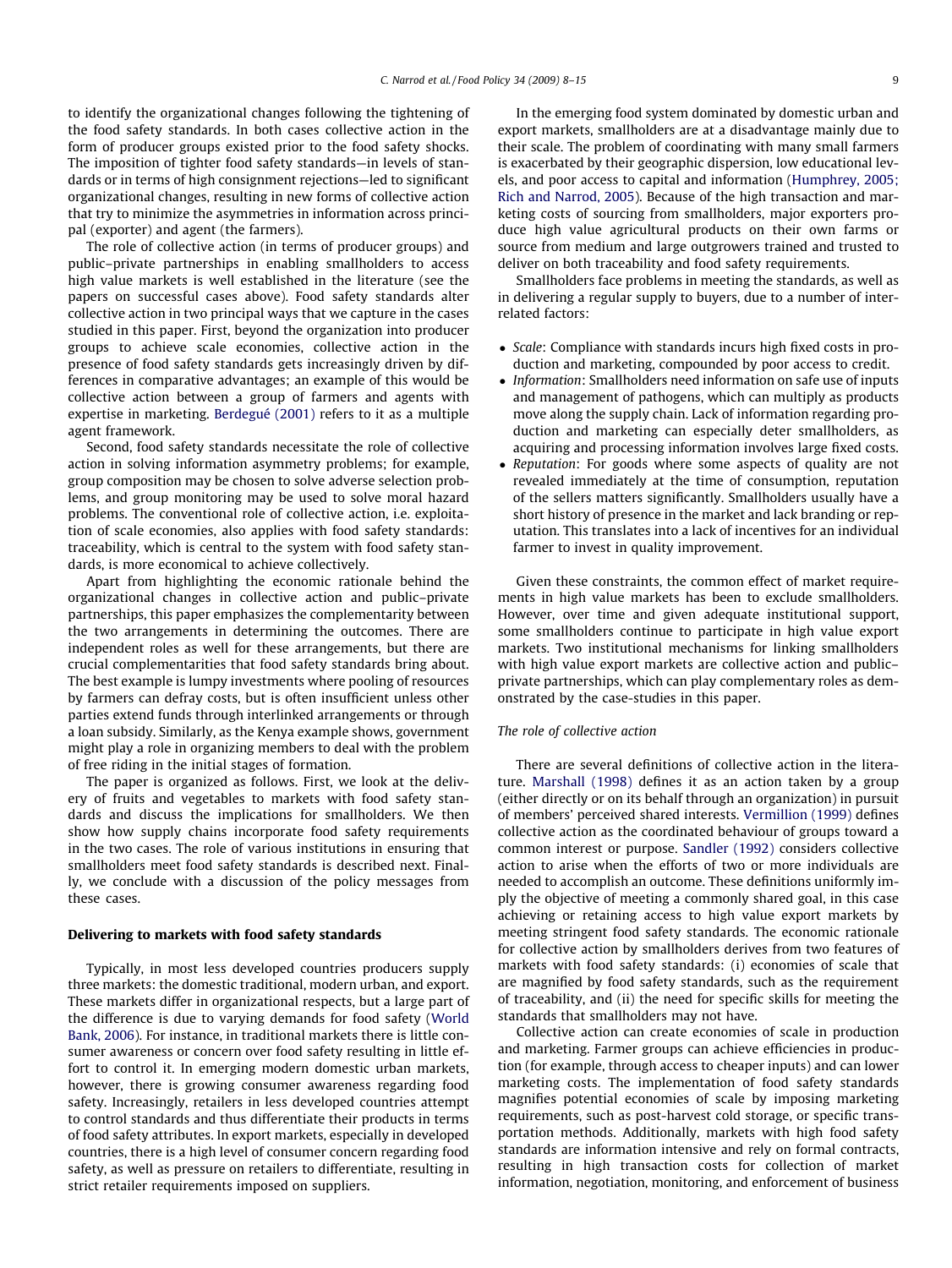to identify the organizational changes following the tightening of the food safety standards. In both cases collective action in the form of producer groups existed prior to the food safety shocks. The imposition of tighter food safety standards—in levels of standards or in terms of high consignment rejections—led to significant organizational changes, resulting in new forms of collective action that try to minimize the asymmetries in information across principal (exporter) and agent (the farmers).

The role of collective action (in terms of producer groups) and public–private partnerships in enabling smallholders to access high value markets is well established in the literature (see the papers on successful cases above). Food safety standards alter collective action in two principal ways that we capture in the cases studied in this paper. First, beyond the organization into producer groups to achieve scale economies, collective action in the presence of food safety standards gets increasingly driven by differences in comparative advantages; an example of this would be collective action between a group of farmers and agents with expertise in marketing. Berdegué (2001) refers to it as a multiple agent framework.

Second, food safety standards necessitate the role of collective action in solving information asymmetry problems; for example, group composition may be chosen to solve adverse selection problems, and group monitoring may be used to solve moral hazard problems. The conventional role of collective action, i.e. exploitation of scale economies, also applies with food safety standards: traceability, which is central to the system with food safety standards, is more economical to achieve collectively.

Apart from highlighting the economic rationale behind the organizational changes in collective action and public–private partnerships, this paper emphasizes the complementarity between the two arrangements in determining the outcomes. There are independent roles as well for these arrangements, but there are crucial complementarities that food safety standards bring about. The best example is lumpy investments where pooling of resources by farmers can defray costs, but is often insufficient unless other parties extend funds through interlinked arrangements or through a loan subsidy. Similarly, as the Kenya example shows, government might play a role in organizing members to deal with the problem of free riding in the initial stages of formation.

The paper is organized as follows. First, we look at the delivery of fruits and vegetables to markets with food safety standards and discuss the implications for smallholders. We then show how supply chains incorporate food safety requirements in the two cases. The role of various institutions in ensuring that smallholders meet food safety standards is described next. Finally, we conclude with a discussion of the policy messages from these cases.

## Delivering to markets with food safety standards

Typically, in most less developed countries producers supply three markets: the domestic traditional, modern urban, and export. These markets differ in organizational respects, but a large part of the difference is due to varying demands for food safety (World Bank, 2006). For instance, in traditional markets there is little consumer awareness or concern over food safety resulting in little effort to control it. In emerging modern domestic urban markets, however, there is growing consumer awareness regarding food safety. Increasingly, retailers in less developed countries attempt to control standards and thus differentiate their products in terms of food safety attributes. In export markets, especially in developed countries, there is a high level of consumer concern regarding food safety, as well as pressure on retailers to differentiate, resulting in strict retailer requirements imposed on suppliers.

In the emerging food system dominated by domestic urban and export markets, smallholders are at a disadvantage mainly due to their scale. The problem of coordinating with many small farmers is exacerbated by their geographic dispersion, low educational levels, and poor access to capital and information (Humphrey, 2005; Rich and Narrod, 2005). Because of the high transaction and marketing costs of sourcing from smallholders, major exporters produce high value agricultural products on their own farms or source from medium and large outgrowers trained and trusted to deliver on both traceability and food safety requirements.

Smallholders face problems in meeting the standards, as well as in delivering a regular supply to buyers, due to a number of interrelated factors:

- *Scale*: Compliance with standards incurs high fixed costs in production and marketing, compounded by poor access to credit.
- *Information*: Smallholders need information on safe use of inputs and management of pathogens, which can multiply as products move along the supply chain. Lack of information regarding production and marketing can especially deter smallholders, as acquiring and processing information involves large fixed costs.
- *Reputation*: For goods where some aspects of quality are not revealed immediately at the time of consumption, reputation of the sellers matters significantly. Smallholders usually have a short history of presence in the market and lack branding or reputation. This translates into a lack of incentives for an individual farmer to invest in quality improvement.

Given these constraints, the common effect of market requirements in high value markets has been to exclude smallholders. However, over time and given adequate institutional support, some smallholders continue to participate in high value export markets. Two institutional mechanisms for linking smallholders with high value export markets are collective action and public–private partnerships, which can play complementary roles as demonstrated by the case-studies in this paper.

### The role of collective action

There are several definitions of collective action in the literature. Marshall (1998) defines it as an action taken by a group (either directly or on its behalf through an organization) in pursuit of members' perceived shared interests. Vermillion (1999) defines collective action as the coordinated behaviour of groups toward a common interest or purpose. Sandler (1992) considers collective action to arise when the efforts of two or more individuals are needed to accomplish an outcome. These definitions uniformly imply the objective of meeting a commonly shared goal, in this case achieving or retaining access to high value export markets by meeting stringent food safety standards. The economic rationale for collective action by smallholders derives from two features of markets with food safety standards: (i) economies of scale that are magnified by food safety standards, such as the requirement of traceability, and (ii) the need for specific skills for meeting the standards that smallholders may not have.

Collective action can create economies of scale in production and marketing. Farmer groups can achieve efficiencies in production (for example, through access to cheaper inputs) and can lower marketing costs. The implementation of food safety standards magnifies potential economies of scale by imposing marketing requirements, such as post-harvest cold storage, or specific transportation methods. Additionally, markets with high food safety standards are information intensive and rely on formal contracts, resulting in high transaction costs for collection of market information, negotiation, monitoring, and enforcement of business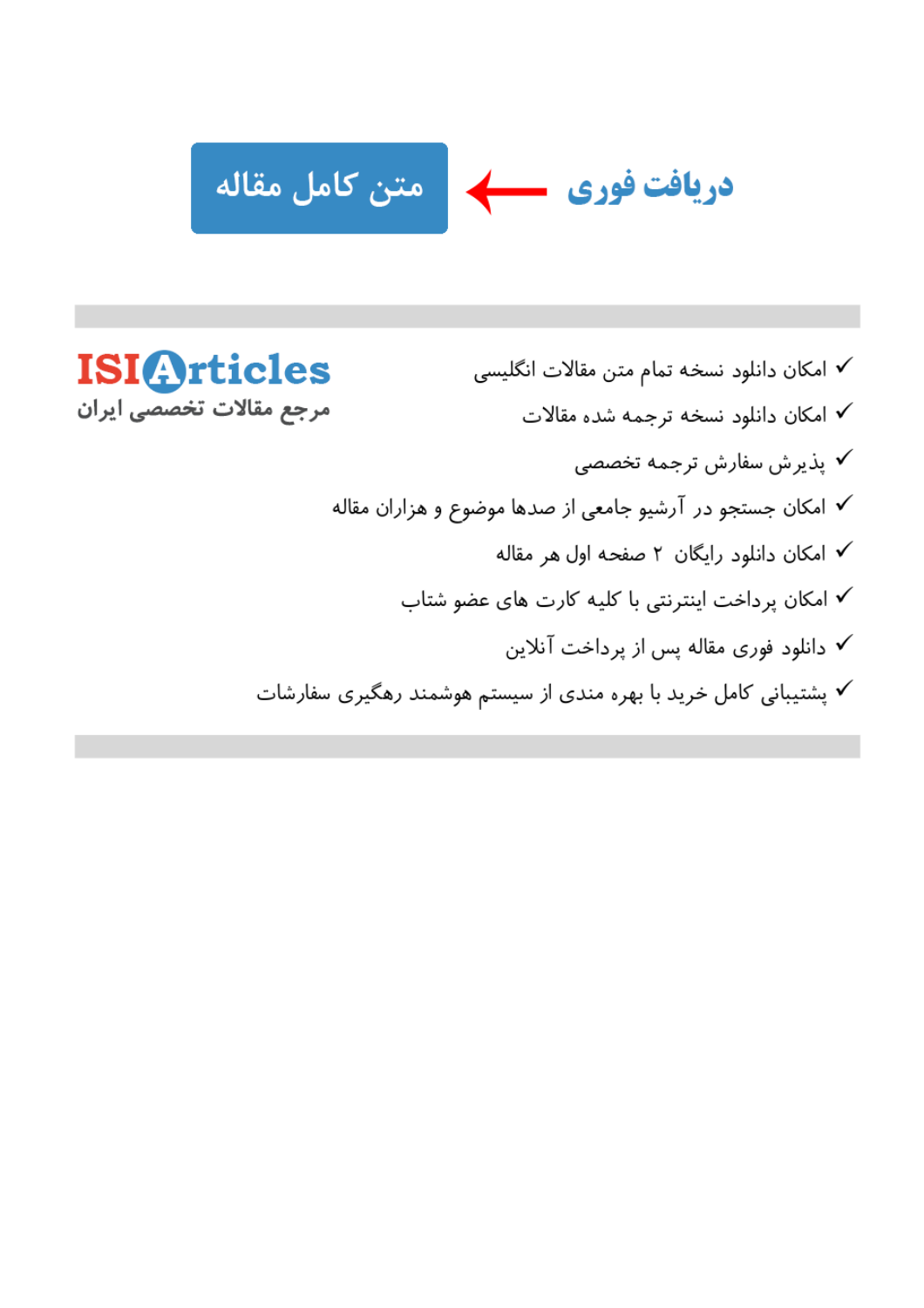دریافت فوری ← متن کامل مقاله

**ISIArticles**
مرجع مقالات تخصصی ایران

- ✓ امکان دانلود نسخه تمام متن مقالات انگلیسی
- ✓ امکان دانلود نسخه ترجمه شده مقالات
- ✓ پذیرش سفارش ترجمه تخصصی
- ✓ امکان جستجو در آرشیو جامعی از صدها موضوع و هزاران مقاله
- ✓ امکان دانلود رایگان ۲ صفحه اول هر مقاله
- ✓ امکان پرداخت اینترنتی با کلیه کارت های عضو شتاب
- ✓ دانلود فوری مقاله پس از پرداخت آنلاین
- ✓ پشتیبانی کامل خرید با بهره مندی از سیستم هوشمند رهگیری سفارشات